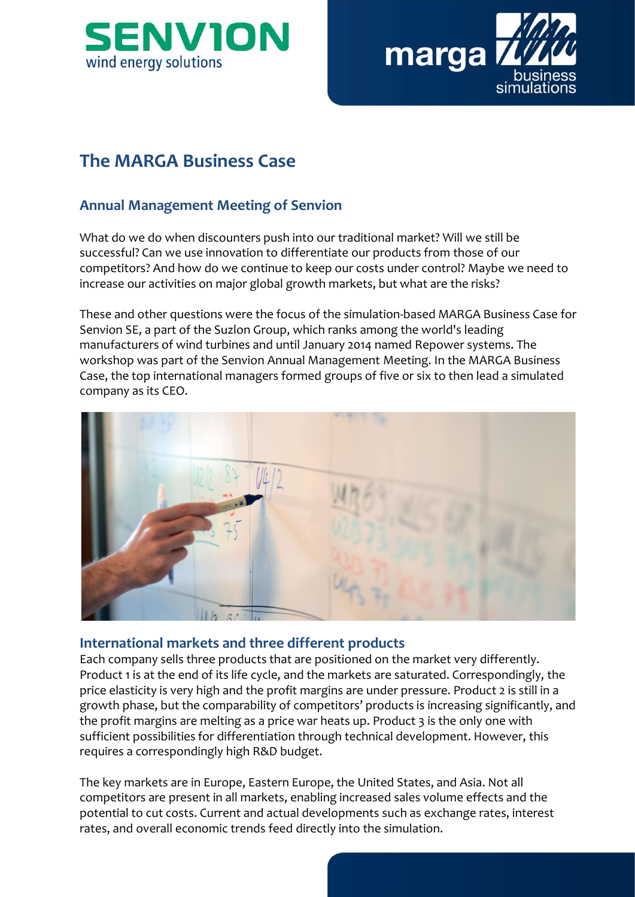# The MARGA Business Case

## Annual Management Meeting of Senvion

What do we do when discounters push into our traditional market? Will we still be successful? Can we use innovation to differentiate our products from those of our competitors? And how do we continue to keep our costs under control? Maybe we need to increase our activities on major global growth markets, but what are the risks?

These and other questions were the focus of the simulation-based MARGA Business Case for Senvion SE, a part of the Suzlon Group, which ranks among the world's leading manufacturers of wind turbines and until January 2014 named Repower systems. The workshop was part of the Senvion Annual Management Meeting. In the MARGA Business Case, the top international managers formed groups of five or six to then lead a simulated company as its CEO.

## International markets and three different products

Each company sells three products that are positioned on the market very differently. Product 1 is at the end of its life cycle, and the markets are saturated. Correspondingly, the price elasticity is very high and the profit margins are under pressure. Product 2 is still in a growth phase, but the comparability of competitors' products is increasing significantly, and the profit margins are melting as a price war heats up. Product 3 is the only one with sufficient possibilities for differentiation through technical development. However, this requires a correspondingly high R&D budget.

The key markets are in Europe, Eastern Europe, the United States, and Asia. Not all competitors are present in all markets, enabling increased sales volume effects and the potential to cut costs. Current and actual developments such as exchange rates, interest rates, and overall economic trends feed directly into the simulation.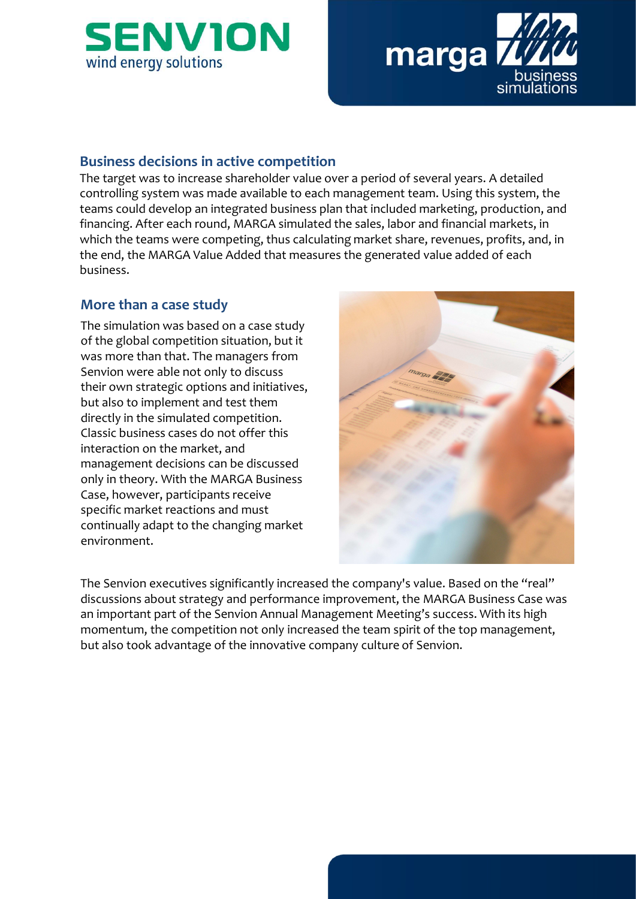## Business decisions in active competition

The target was to increase shareholder value over a period of several years. A detailed controlling system was made available to each management team. Using this system, the teams could develop an integrated business plan that included marketing, production, and financing. After each round, MARGA simulated the sales, labor and financial markets, in which the teams were competing, thus calculating market share, revenues, profits, and, in the end, the MARGA Value Added that measures the generated value added of each business.

## More than a case study

The simulation was based on a case study of the global competition situation, but it was more than that. The managers from Senvion were able not only to discuss their own strategic options and initiatives, but also to implement and test them directly in the simulated competition. Classic business cases do not offer this interaction on the market, and management decisions can be discussed only in theory. With the MARGA Business Case, however, participants receive specific market reactions and must continually adapt to the changing market environment.

The Senvion executives significantly increased the company's value. Based on the "real" discussions about strategy and performance improvement, the MARGA Business Case was an important part of the Senvion Annual Management Meeting's success. With its high momentum, the competition not only increased the team spirit of the top management, but also took advantage of the innovative company culture of Senvion.